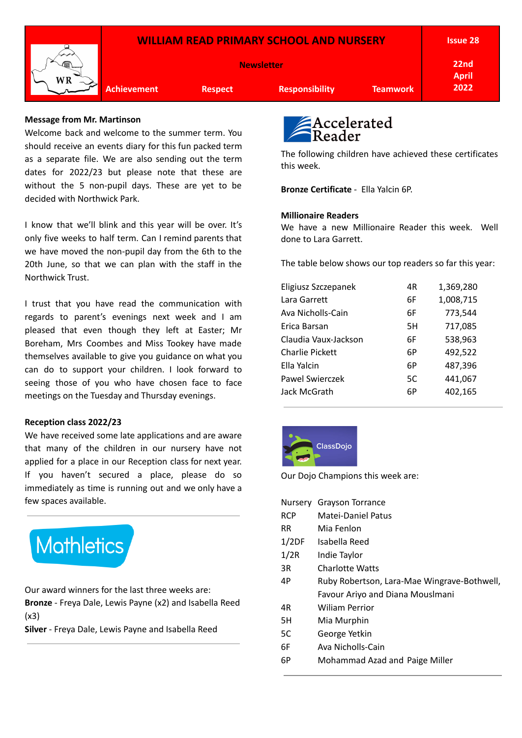# WILLIAM READ PRIMARY SCHOOL AND NURSERY

**Newsletter**

**Issue 28** — **22nd April 2022**

**Achievement** | **Respect** | **Responsibility** | **Teamwork**

**Message from Mr. Martinson**

Welcome back and welcome to the summer term. You should receive an events diary for this fun packed term as a separate file. We are also sending out the term dates for 2022/23 but please note that these are without the 5 non-pupil days. These are yet to be decided with Northwick Park.

I know that we'll blink and this year will be over. It's only five weeks to half term. Can I remind parents that we have moved the non-pupil day from the 6th to the 20th June, so that we can plan with the staff in the Northwick Trust.

I trust that you have read the communication with regards to parent's evenings next week and I am pleased that even though they left at Easter; Mr Boreham, Mrs Coombes and Miss Tookey have made themselves available to give you guidance on what you can do to support your children. I look forward to seeing those of you who have chosen face to face meetings on the Tuesday and Thursday evenings.

**Reception class 2022/23**

We have received some late applications and are aware that many of the children in our nursery have not applied for a place in our Reception class for next year. If you haven't secured a place, please do so immediately as time is running out and we only have a few spaces available.

---

Mathletics

Our award winners for the last three weeks are:

**Bronze** - Freya Dale, Lewis Payne (x2) and Isabella Reed (x3)

**Silver** - Freya Dale, Lewis Payne and Isabella Reed

---

Accelerated Reader

The following children have achieved these certificates this week.

**Bronze Certificate** - Ella Yalcin 6P.

**Millionaire Readers**

We have a new Millionaire Reader this week. Well done to Lara Garrett.

The table below shows our top readers so far this year:

| Name | Class | Words |
|---|---|---|
| Eligiusz Szczepanek | 4R | 1,369,280 |
| Lara Garrett | 6F | 1,008,715 |
| Ava Nicholls-Cain | 6F | 773,544 |
| Erica Barsan | 5H | 717,085 |
| Claudia Vaux-Jackson | 6F | 538,963 |
| Charlie Pickett | 6P | 492,522 |
| Ella Yalcin | 6P | 487,396 |
| Pawel Swierczek | 5C | 441,067 |
| Jack McGrath | 6P | 402,165 |

---

ClassDojo

Our Dojo Champions this week are:

| Class | Champion(s) |
|---|---|
| Nursery | Grayson Torrance |
| RCP | Matei-Daniel Patus |
| RR | Mia Fenlon |
| 1/2DF | Isabella Reed |
| 1/2R | Indie Taylor |
| 3R | Charlotte Watts |
| 4P | Ruby Robertson, Lara-Mae Wingrave-Bothwell, Favour Ariyo and Diana Mouslmani |
| 4R | Wiliam Perrior |
| 5H | Mia Murphin |
| 5C | George Yetkin |
| 6F | Ava Nicholls-Cain |
| 6P | Mohammad Azad and Paige Miller |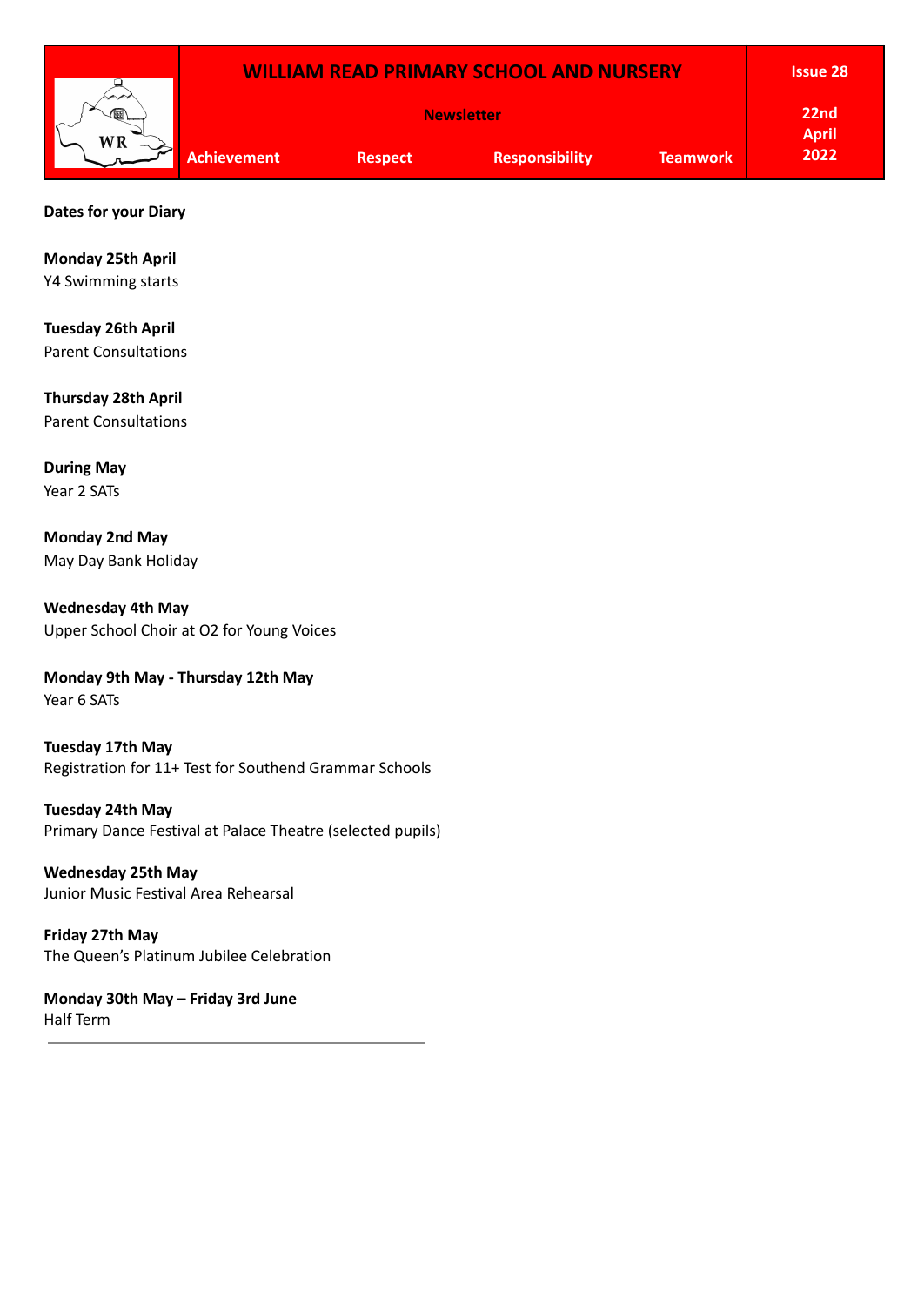| | WILLIAM READ PRIMARY SCHOOL AND NURSERY | | | | Issue 28 |
|---|---|---|---|---|---|
| WR | Newsletter | | | | 22nd April 2022 |
| | Achievement | Respect | Responsibility | Teamwork | |

**Dates for your Diary**

**Monday 25th April**
Y4 Swimming starts

**Tuesday 26th April**
Parent Consultations

**Thursday 28th April**
Parent Consultations

**During May**
Year 2 SATs

**Monday 2nd May**
May Day Bank Holiday

**Wednesday 4th May**
Upper School Choir at O2 for Young Voices

**Monday 9th May - Thursday 12th May**
Year 6 SATs

**Tuesday 17th May**
Registration for 11+ Test for Southend Grammar Schools

**Tuesday 24th May**
Primary Dance Festival at Palace Theatre (selected pupils)

**Wednesday 25th May**
Junior Music Festival Area Rehearsal

**Friday 27th May**
The Queen's Platinum Jubilee Celebration

**Monday 30th May – Friday 3rd June**
Half Term

---